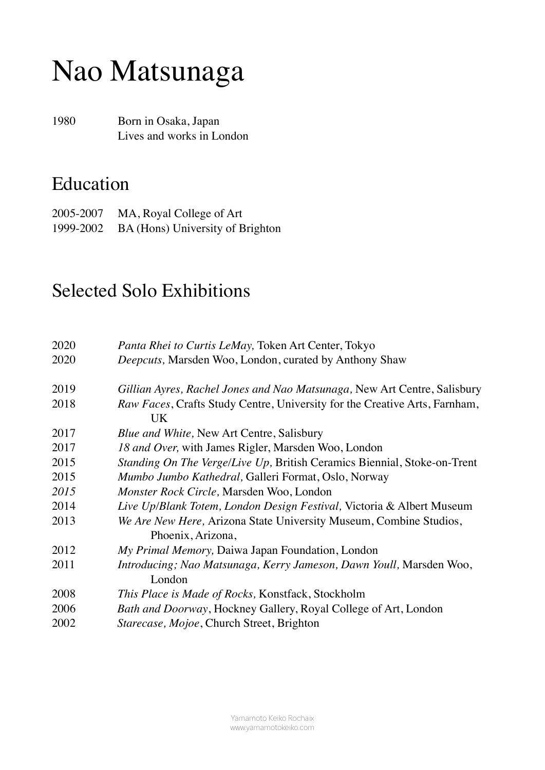# Nao Matsunaga

1980 Born in Osaka, Japan
Lives and works in London

## Education

2005-2007 MA, Royal College of Art
1999-2002 BA (Hons) University of Brighton

## Selected Solo Exhibitions

2020 *Panta Rhei to Curtis LeMay,* Token Art Center, Tokyo
2020 *Deepcuts,* Marsden Woo, London, curated by Anthony Shaw

2019 *Gillian Ayres, Rachel Jones and Nao Matsunaga,* New Art Centre, Salisbury
2018 *Raw Faces*, Crafts Study Centre, University for the Creative Arts, Farnham, UK
2017 *Blue and White,* New Art Centre, Salisbury
2017 *18 and Over,* with James Rigler, Marsden Woo, London
2015 *Standing On The Verge/Live Up,* British Ceramics Biennial, Stoke-on-Trent
2015 *Mumbo Jumbo Kathedral,* Galleri Format, Oslo, Norway
*2015* *Monster Rock Circle,* Marsden Woo, London
2014 *Live Up/Blank Totem, London Design Festival,* Victoria & Albert Museum
2013 *We Are New Here,* Arizona State University Museum, Combine Studios, Phoenix, Arizona,
2012 *My Primal Memory,* Daiwa Japan Foundation, London
2011 *Introducing; Nao Matsunaga, Kerry Jameson, Dawn Youll,* Marsden Woo, London
2008 *This Place is Made of Rocks,* Konstfack, Stockholm
2006 *Bath and Doorway*, Hockney Gallery, Royal College of Art, London
2002 *Starecase, Mojoe*, Church Street, Brighton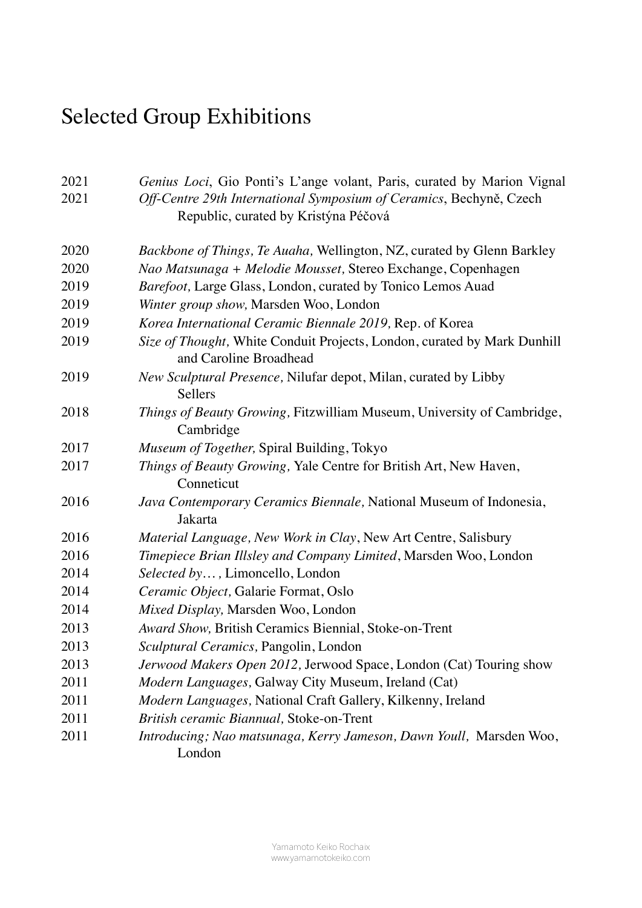# Selected Group Exhibitions

2021 *Genius Loci*, Gio Ponti's L'ange volant, Paris, curated by Marion Vignal

2021 *Off-Centre 29th International Symposium of Ceramics*, Bechyně, Czech Republic, curated by Kristýna Péčová

2020 *Backbone of Things, Te Auaha,* Wellington, NZ, curated by Glenn Barkley

2020 *Nao Matsunaga + Melodie Mousset,* Stereo Exchange, Copenhagen

2019 *Barefoot,* Large Glass, London, curated by Tonico Lemos Auad

2019 *Winter group show,* Marsden Woo, London

2019 *Korea International Ceramic Biennale 2019,* Rep. of Korea

2019 *Size of Thought,* White Conduit Projects, London, curated by Mark Dunhill and Caroline Broadhead

2019 *New Sculptural Presence,* Nilufar depot, Milan, curated by Libby Sellers

2018 *Things of Beauty Growing,* Fitzwilliam Museum, University of Cambridge, Cambridge

2017 *Museum of Together,* Spiral Building, Tokyo

2017 *Things of Beauty Growing,* Yale Centre for British Art, New Haven, Conneticut

2016 *Java Contemporary Ceramics Biennale,* National Museum of Indonesia, Jakarta

2016 *Material Language, New Work in Clay*, New Art Centre, Salisbury

2016 *Timepiece Brian Illsley and Company Limited*, Marsden Woo, London

2014 *Selected by… ,* Limoncello, London

2014 *Ceramic Object,* Galarie Format, Oslo

2014 *Mixed Display,* Marsden Woo, London

2013 *Award Show,* British Ceramics Biennial, Stoke-on-Trent

2013 *Sculptural Ceramics,* Pangolin, London

2013 *Jerwood Makers Open 2012,* Jerwood Space, London (Cat) Touring show

2011 *Modern Languages,* Galway City Museum, Ireland (Cat)

2011 *Modern Languages,* National Craft Gallery, Kilkenny, Ireland

2011 *British ceramic Biannual,* Stoke-on-Trent

2011 *Introducing; Nao matsunaga, Kerry Jameson, Dawn Youll,* Marsden Woo, London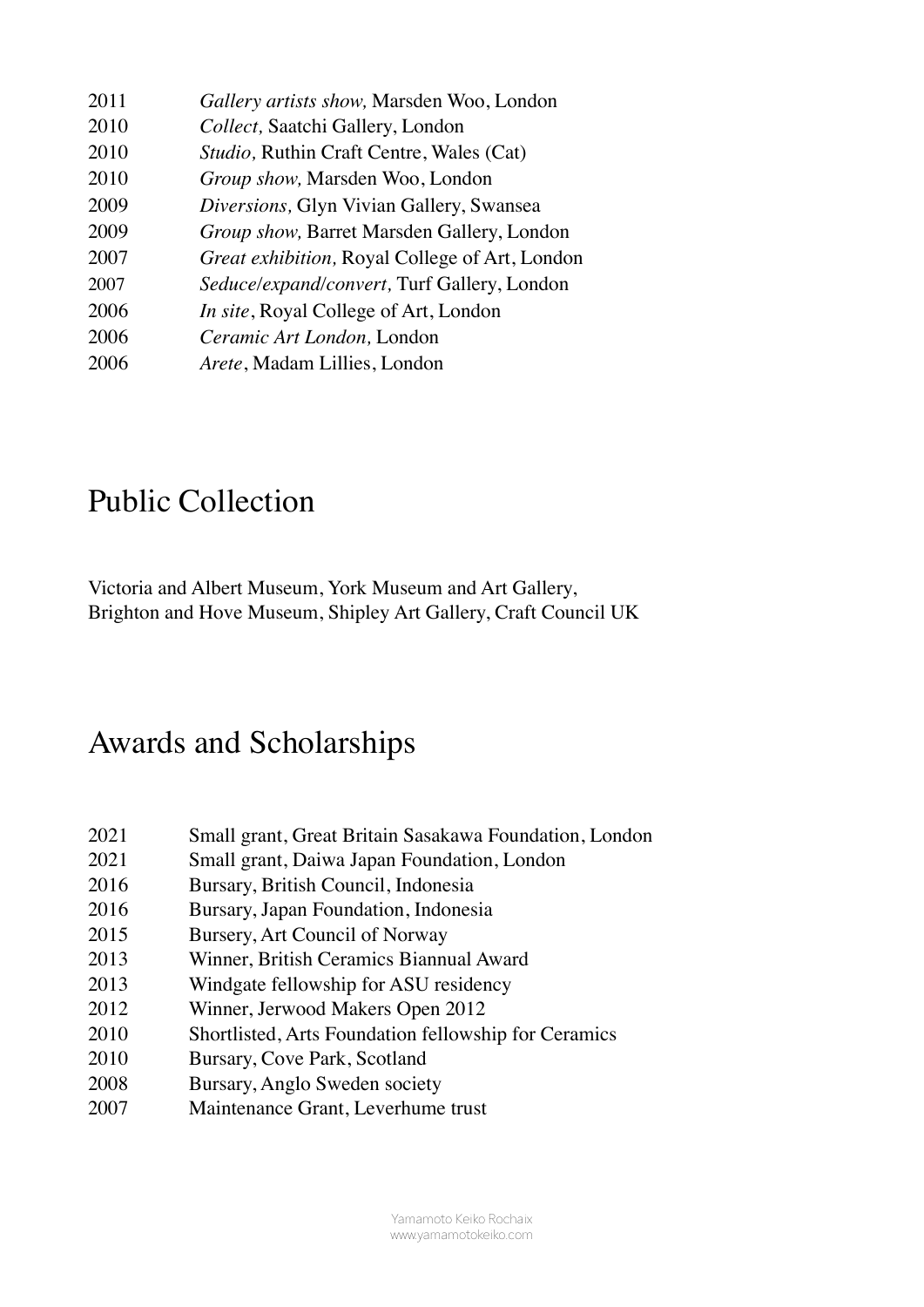2011 *Gallery artists show,* Marsden Woo, London
2010 *Collect,* Saatchi Gallery, London
2010 *Studio,* Ruthin Craft Centre, Wales (Cat)
2010 *Group show,* Marsden Woo, London
2009 *Diversions,* Glyn Vivian Gallery, Swansea
2009 *Group show,* Barret Marsden Gallery, London
2007 *Great exhibition,* Royal College of Art, London
2007 *Seduce/expand/convert,* Turf Gallery, London
2006 *In site*, Royal College of Art, London
2006 *Ceramic Art London,* London
2006 *Arete*, Madam Lillies, London

# Public Collection

Victoria and Albert Museum, York Museum and Art Gallery,
Brighton and Hove Museum, Shipley Art Gallery, Craft Council UK

# Awards and Scholarships

2021 Small grant, Great Britain Sasakawa Foundation, London
2021 Small grant, Daiwa Japan Foundation, London
2016 Bursary, British Council, Indonesia
2016 Bursary, Japan Foundation, Indonesia
2015 Bursery, Art Council of Norway
2013 Winner, British Ceramics Biannual Award
2013 Windgate fellowship for ASU residency
2012 Winner, Jerwood Makers Open 2012
2010 Shortlisted, Arts Foundation fellowship for Ceramics
2010 Bursary, Cove Park, Scotland
2008 Bursary, Anglo Sweden society
2007 Maintenance Grant, Leverhume trust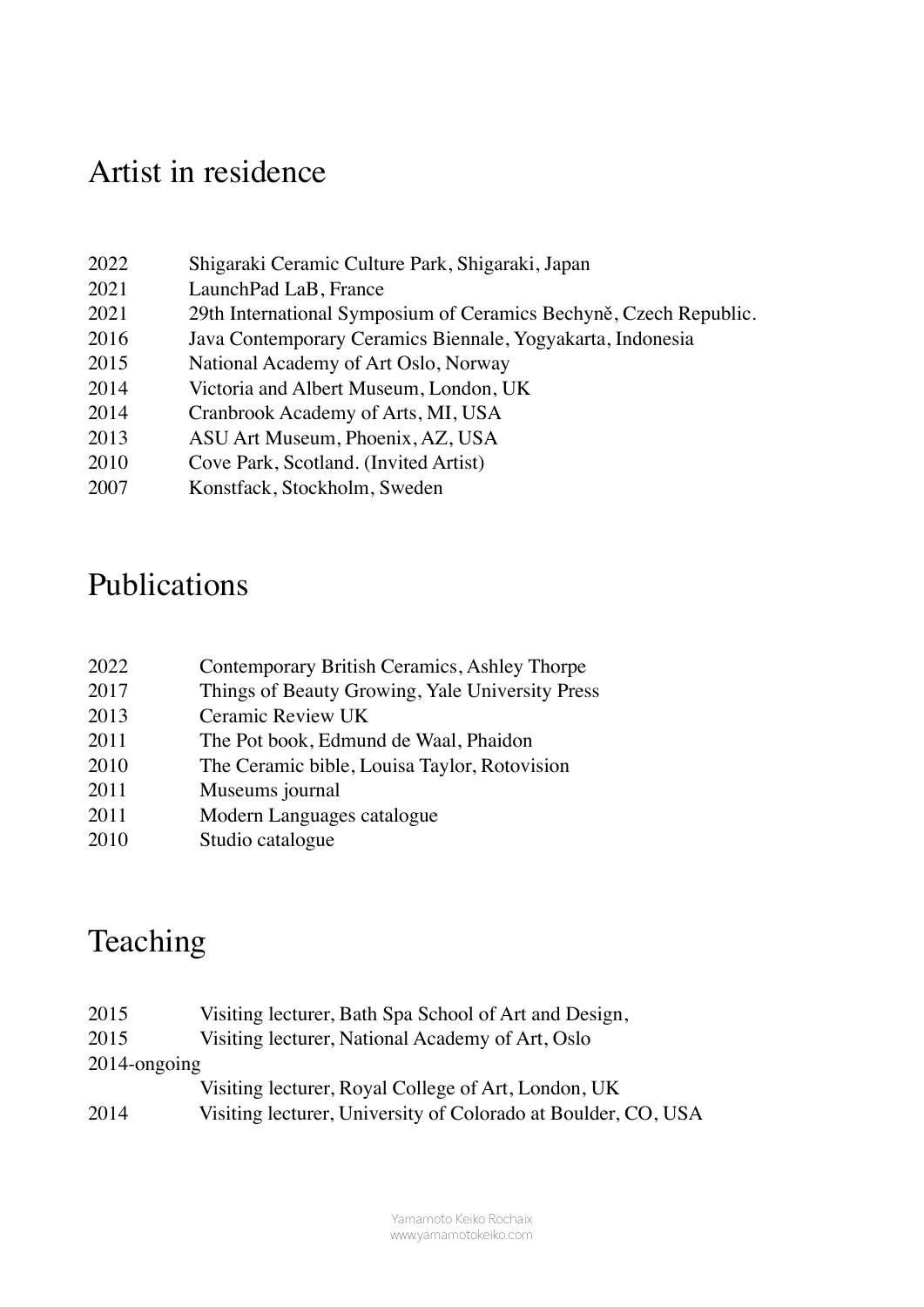## Artist in residence

2022 Shigaraki Ceramic Culture Park, Shigaraki, Japan
2021 LaunchPad LaB, France
2021 29th International Symposium of Ceramics Bechyně, Czech Republic.
2016 Java Contemporary Ceramics Biennale, Yogyakarta, Indonesia
2015 National Academy of Art Oslo, Norway
2014 Victoria and Albert Museum, London, UK
2014 Cranbrook Academy of Arts, MI, USA
2013 ASU Art Museum, Phoenix, AZ, USA
2010 Cove Park, Scotland. (Invited Artist)
2007 Konstfack, Stockholm, Sweden

## Publications

2022 Contemporary British Ceramics, Ashley Thorpe
2017 Things of Beauty Growing, Yale University Press
2013 Ceramic Review UK
2011 The Pot book, Edmund de Waal, Phaidon
2010 The Ceramic bible, Louisa Taylor, Rotovision
2011 Museums journal
2011 Modern Languages catalogue
2010 Studio catalogue

## Teaching

2015 Visiting lecturer, Bath Spa School of Art and Design,
2015 Visiting lecturer, National Academy of Art, Oslo
2014-ongoing
Visiting lecturer, Royal College of Art, London, UK
2014 Visiting lecturer, University of Colorado at Boulder, CO, USA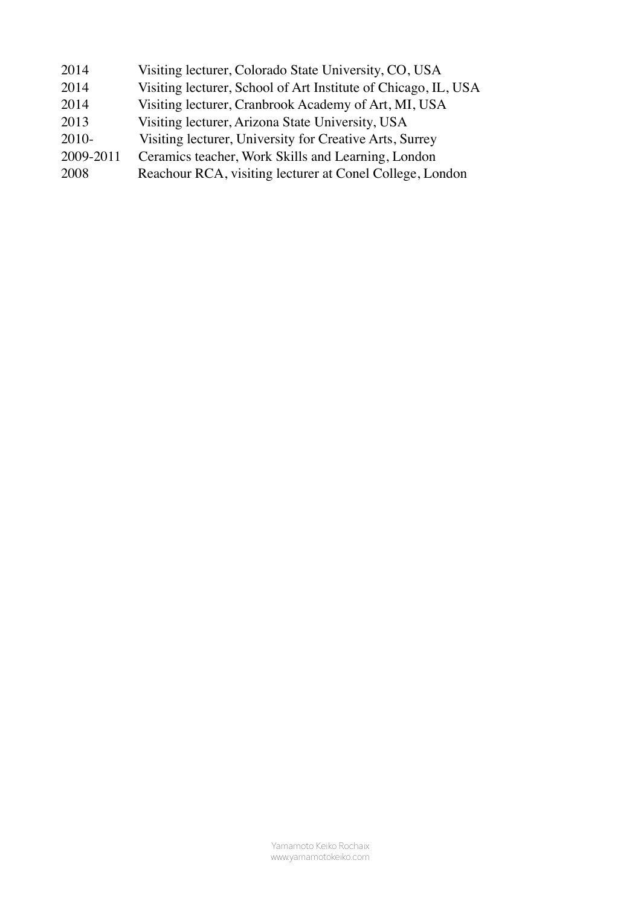2014 Visiting lecturer, Colorado State University, CO, USA
2014 Visiting lecturer, School of Art Institute of Chicago, IL, USA
2014 Visiting lecturer, Cranbrook Academy of Art, MI, USA
2013 Visiting lecturer, Arizona State University, USA
2010- Visiting lecturer, University for Creative Arts, Surrey
2009-2011 Ceramics teacher, Work Skills and Learning, London
2008 Reachour RCA, visiting lecturer at Conel College, London